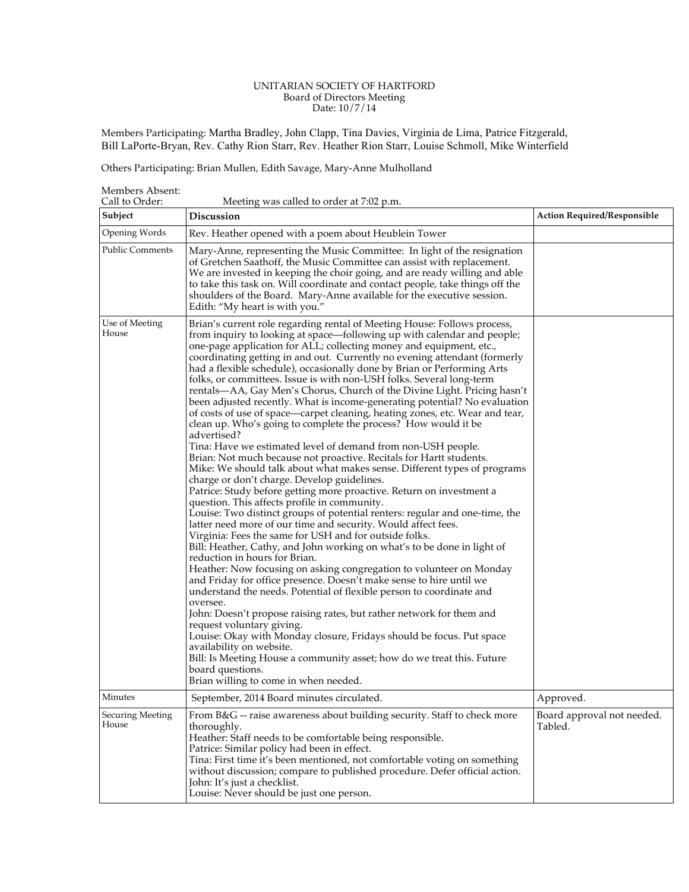UNITARIAN SOCIETY OF HARTFORD
Board of Directors Meeting
Date: 10/7/14

Members Participating: Martha Bradley, John Clapp, Tina Davies, Virginia de Lima, Patrice Fitzgerald, Bill LaPorte-Bryan, Rev. Cathy Rion Starr, Rev. Heather Rion Starr, Louise Schmoll, Mike Winterfield

Others Participating: Brian Mullen, Edith Savage, Mary-Anne Mulholland

Members Absent:
Call to Order: Meeting was called to order at 7:02 p.m.

| Subject | Discussion | Action Required/Responsible |
|---|---|---|
| Opening Words | Rev. Heather opened with a poem about Heublein Tower | |
| Public Comments | Mary-Anne, representing the Music Committee: In light of the resignation of Gretchen Saathoff, the Music Committee can assist with replacement. We are invested in keeping the choir going, and are ready willing and able to take this task on. Will coordinate and contact people, take things off the shoulders of the Board. Mary-Anne available for the executive session. Edith: "My heart is with you." | |
| Use of Meeting House | Brian's current role regarding rental of Meeting House: Follows process, from inquiry to looking at space—following up with calendar and people; one-page application for ALL; collecting money and equipment, etc., coordinating getting in and out. Currently no evening attendant (formerly had a flexible schedule), occasionally done by Brian or Performing Arts folks, or committees. Issue is with non-USH folks. Several long-term rentals—AA, Gay Men's Chorus, Church of the Divine Light. Pricing hasn't been adjusted recently. What is income-generating potential? No evaluation of costs of use of space—carpet cleaning, heating zones, etc. Wear and tear, clean up. Who's going to complete the process? How would it be advertised?<br>Tina: Have we estimated level of demand from non-USH people.<br>Brian: Not much because not proactive. Recitals for Hartt students.<br>Mike: We should talk about what makes sense. Different types of programs charge or don't charge. Develop guidelines.<br>Patrice: Study before getting more proactive. Return on investment a question. This affects profile in community.<br>Louise: Two distinct groups of potential renters: regular and one-time, the latter need more of our time and security. Would affect fees.<br>Virginia: Fees the same for USH and for outside folks.<br>Bill: Heather, Cathy, and John working on what's to be done in light of reduction in hours for Brian.<br>Heather: Now focusing on asking congregation to volunteer on Monday and Friday for office presence. Doesn't make sense to hire until we understand the needs. Potential of flexible person to coordinate and oversee.<br>John: Doesn't propose raising rates, but rather network for them and request voluntary giving.<br>Louise: Okay with Monday closure, Fridays should be focus. Put space availability on website.<br>Bill: Is Meeting House a community asset; how do we treat this. Future board questions.<br>Brian willing to come in when needed. | |
| Minutes | September, 2014 Board minutes circulated. | Approved. |
| Securing Meeting House | From B&G -- raise awareness about building security. Staff to check more thoroughly.<br>Heather: Staff needs to be comfortable being responsible.<br>Patrice: Similar policy had been in effect.<br>Tina: First time it's been mentioned, not comfortable voting on something without discussion; compare to published procedure. Defer official action.<br>John: It's just a checklist.<br>Louise: Never should be just one person. | Board approval not needed. Tabled. |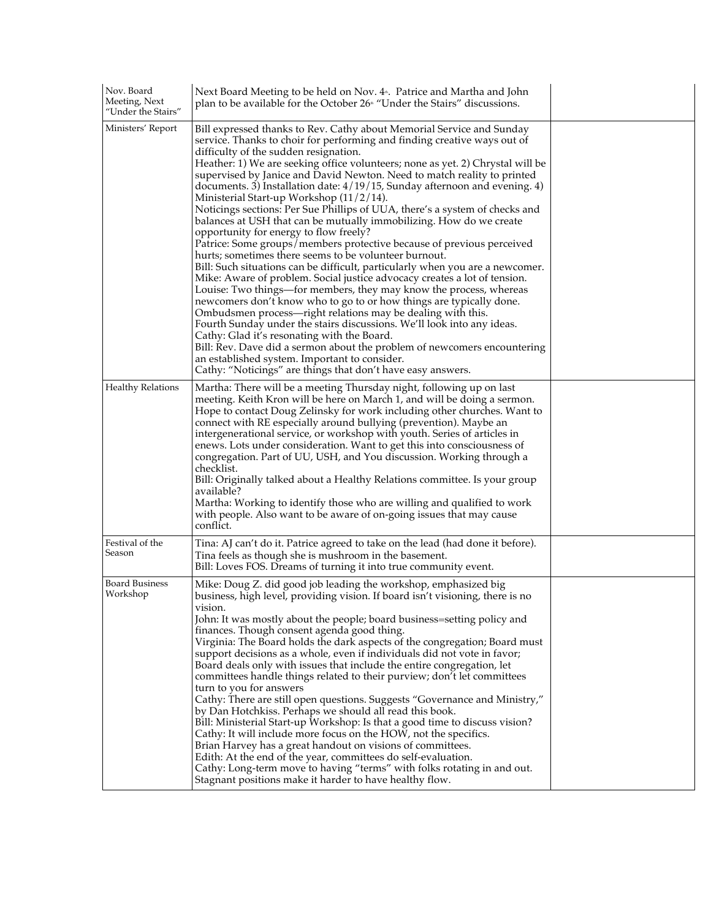| | | |
|---|---|---|
| Nov. Board Meeting, Next "Under the Stairs" | Next Board Meeting to be held on Nov. 4th. Patrice and Martha and John plan to be available for the October 26th "Under the Stairs" discussions. | |
| Ministers' Report | Bill expressed thanks to Rev. Cathy about Memorial Service and Sunday service. Thanks to choir for performing and finding creative ways out of difficulty of the sudden resignation.<br>Heather: 1) We are seeking office volunteers; none as yet. 2) Chrystal will be supervised by Janice and David Newton. Need to match reality to printed documents. 3) Installation date: 4/19/15, Sunday afternoon and evening. 4) Ministerial Start-up Workshop (11/2/14).<br>Noticings sections: Per Sue Phillips of UUA, there's a system of checks and balances at USH that can be mutually immobilizing. How do we create opportunity for energy to flow freely?<br>Patrice: Some groups/members protective because of previous perceived hurts; sometimes there seems to be volunteer burnout.<br>Bill: Such situations can be difficult, particularly when you are a newcomer.<br>Mike: Aware of problem. Social justice advocacy creates a lot of tension.<br>Louise: Two things—for members, they may know the process, whereas newcomers don't know who to go to or how things are typically done. Ombudsmen process—right relations may be dealing with this.<br>Fourth Sunday under the stairs discussions. We'll look into any ideas.<br>Cathy: Glad it's resonating with the Board.<br>Bill: Rev. Dave did a sermon about the problem of newcomers encountering an established system. Important to consider.<br>Cathy: "Noticings" are things that don't have easy answers. | |
| Healthy Relations | Martha: There will be a meeting Thursday night, following up on last meeting. Keith Kron will be here on March 1, and will be doing a sermon. Hope to contact Doug Zelinsky for work including other churches. Want to connect with RE especially around bullying (prevention). Maybe an intergenerational service, or workshop with youth. Series of articles in enews. Lots under consideration. Want to get this into consciousness of congregation. Part of UU, USH, and You discussion. Working through a checklist.<br>Bill: Originally talked about a Healthy Relations committee. Is your group available?<br>Martha: Working to identify those who are willing and qualified to work with people. Also want to be aware of on-going issues that may cause conflict. | |
| Festival of the Season | Tina: AJ can't do it. Patrice agreed to take on the lead (had done it before). Tina feels as though she is mushroom in the basement.<br>Bill: Loves FOS. Dreams of turning it into true community event. | |
| Board Business Workshop | Mike: Doug Z. did good job leading the workshop, emphasized big business, high level, providing vision. If board isn't visioning, there is no vision.<br>John: It was mostly about the people; board business=setting policy and finances. Though consent agenda good thing.<br>Virginia: The Board holds the dark aspects of the congregation; Board must support decisions as a whole, even if individuals did not vote in favor; Board deals only with issues that include the entire congregation, let committees handle things related to their purview; don't let committees turn to you for answers<br>Cathy: There are still open questions. Suggests "Governance and Ministry," by Dan Hotchkiss. Perhaps we should all read this book.<br>Bill: Ministerial Start-up Workshop: Is that a good time to discuss vision?<br>Cathy: It will include more focus on the HOW, not the specifics.<br>Brian Harvey has a great handout on visions of committees.<br>Edith: At the end of the year, committees do self-evaluation.<br>Cathy: Long-term move to having "terms" with folks rotating in and out. Stagnant positions make it harder to have healthy flow. | |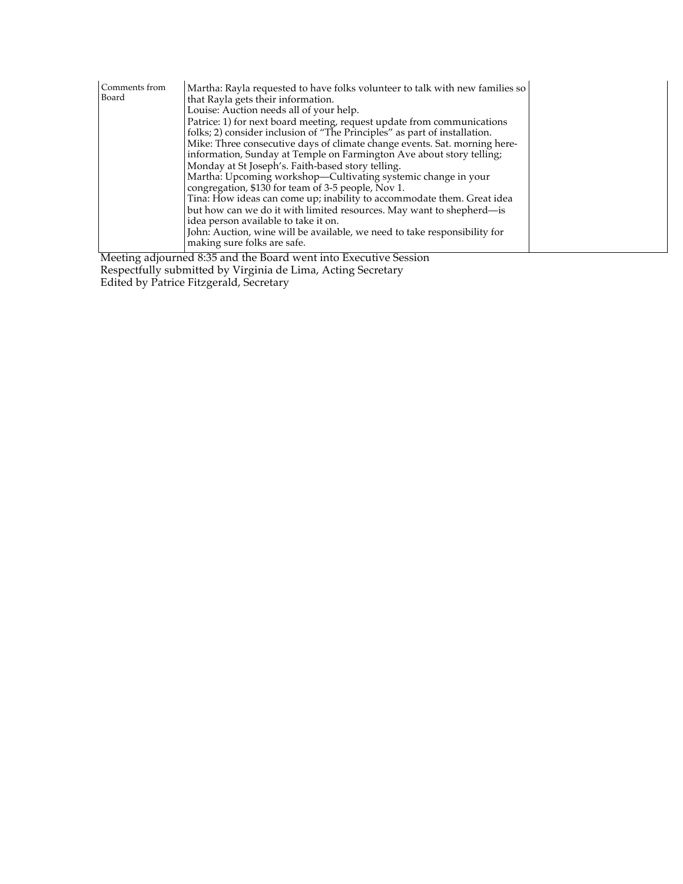| | | |
|---|---|---|
| Comments from Board | Martha: Rayla requested to have folks volunteer to talk with new families so that Rayla gets their information.<br>Louise: Auction needs all of your help.<br>Patrice: 1) for next board meeting, request update from communications folks; 2) consider inclusion of "The Principles" as part of installation.<br>Mike: Three consecutive days of climate change events. Sat. morning here- information, Sunday at Temple on Farmington Ave about story telling; Monday at St Joseph's. Faith-based story telling.<br>Martha: Upcoming workshop—Cultivating systemic change in your congregation, $130 for team of 3-5 people, Nov 1.<br>Tina: How ideas can come up; inability to accommodate them. Great idea but how can we do it with limited resources. May want to shepherd—is idea person available to take it on.<br>John: Auction, wine will be available, we need to take responsibility for making sure folks are safe. | |

Meeting adjourned 8:35 and the Board went into Executive Session
Respectfully submitted by Virginia de Lima, Acting Secretary
Edited by Patrice Fitzgerald, Secretary